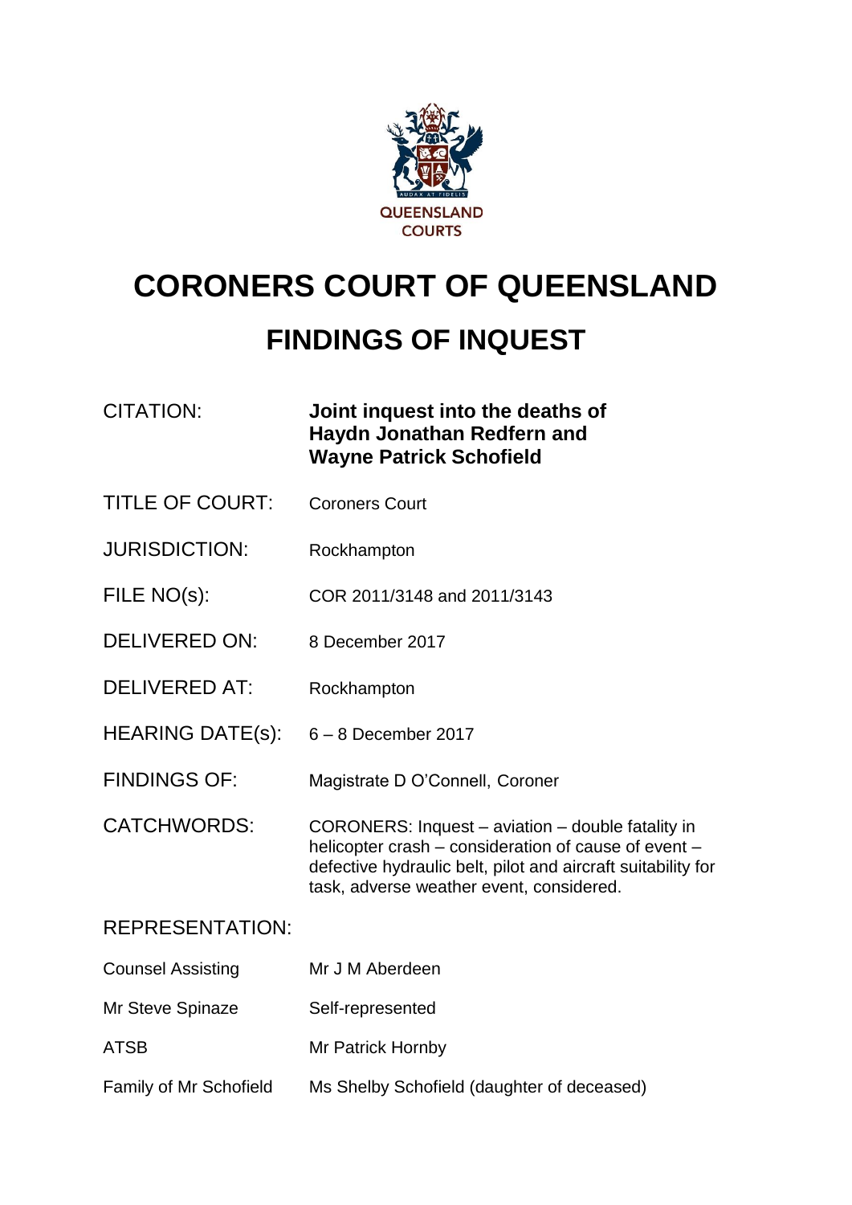QUEENSLAND COURTS

# CORONERS COURT OF QUEENSLAND

## FINDINGS OF INQUEST

| | |
|---|---|
| CITATION: | **Joint inquest into the deaths of Haydn Jonathan Redfern and Wayne Patrick Schofield** |
| TITLE OF COURT: | Coroners Court |
| JURISDICTION: | Rockhampton |
| FILE NO(s): | COR 2011/3148 and 2011/3143 |
| DELIVERED ON: | 8 December 2017 |
| DELIVERED AT: | Rockhampton |
| HEARING DATE(s): | 6 – 8 December 2017 |
| FINDINGS OF: | Magistrate D O'Connell, Coroner |
| CATCHWORDS: | CORONERS: Inquest – aviation – double fatality in helicopter crash – consideration of cause of event – defective hydraulic belt, pilot and aircraft suitability for task, adverse weather event, considered. |

REPRESENTATION:

| | |
|---|---|
| Counsel Assisting | Mr J M Aberdeen |
| Mr Steve Spinaze | Self-represented |
| ATSB | Mr Patrick Hornby |
| Family of Mr Schofield | Ms Shelby Schofield (daughter of deceased) |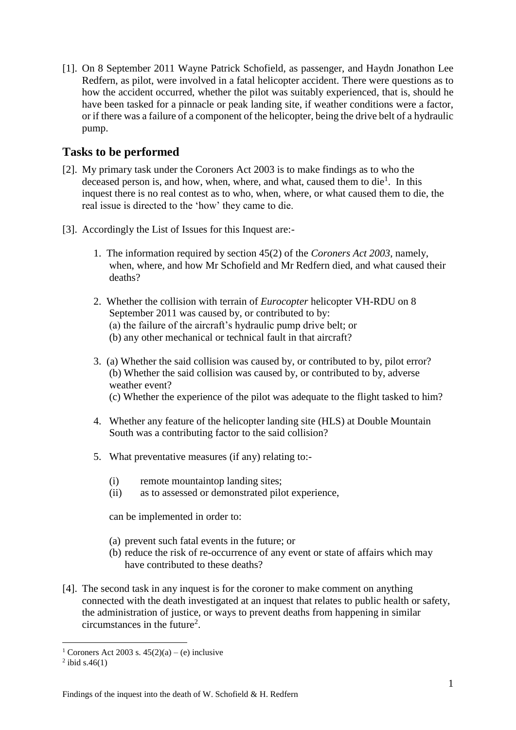[1]. On 8 September 2011 Wayne Patrick Schofield, as passenger, and Haydn Jonathon Lee Redfern, as pilot, were involved in a fatal helicopter accident. There were questions as to how the accident occurred, whether the pilot was suitably experienced, that is, should he have been tasked for a pinnacle or peak landing site, if weather conditions were a factor, or if there was a failure of a component of the helicopter, being the drive belt of a hydraulic pump.

## Tasks to be performed

[2]. My primary task under the Coroners Act 2003 is to make findings as to who the deceased person is, and how, when, where, and what, caused them to die[1]. In this inquest there is no real contest as to who, when, where, or what caused them to die, the real issue is directed to the 'how' they came to die.

[3]. Accordingly the List of Issues for this Inquest are:-

1. The information required by section 45(2) of the *Coroners Act 2003*, namely, when, where, and how Mr Schofield and Mr Redfern died, and what caused their deaths?

2. Whether the collision with terrain of *Eurocopter* helicopter VH-RDU on 8 September 2011 was caused by, or contributed to by:
   (a) the failure of the aircraft's hydraulic pump drive belt; or
   (b) any other mechanical or technical fault in that aircraft?

3. (a) Whether the said collision was caused by, or contributed to by, pilot error?
   (b) Whether the said collision was caused by, or contributed to by, adverse weather event?
   (c) Whether the experience of the pilot was adequate to the flight tasked to him?

4. Whether any feature of the helicopter landing site (HLS) at Double Mountain South was a contributing factor to the said collision?

5. What preventative measures (if any) relating to:-

   (i) remote mountaintop landing sites;
   (ii) as to assessed or demonstrated pilot experience,

   can be implemented in order to:

   (a) prevent such fatal events in the future; or
   (b) reduce the risk of re-occurrence of any event or state of affairs which may have contributed to these deaths?

[4]. The second task in any inquest is for the coroner to make comment on anything connected with the death investigated at an inquest that relates to public health or safety, the administration of justice, or ways to prevent deaths from happening in similar circumstances in the future[2].

[1] Coroners Act 2003 s. 45(2)(a) – (e) inclusive

[2] ibid s.46(1)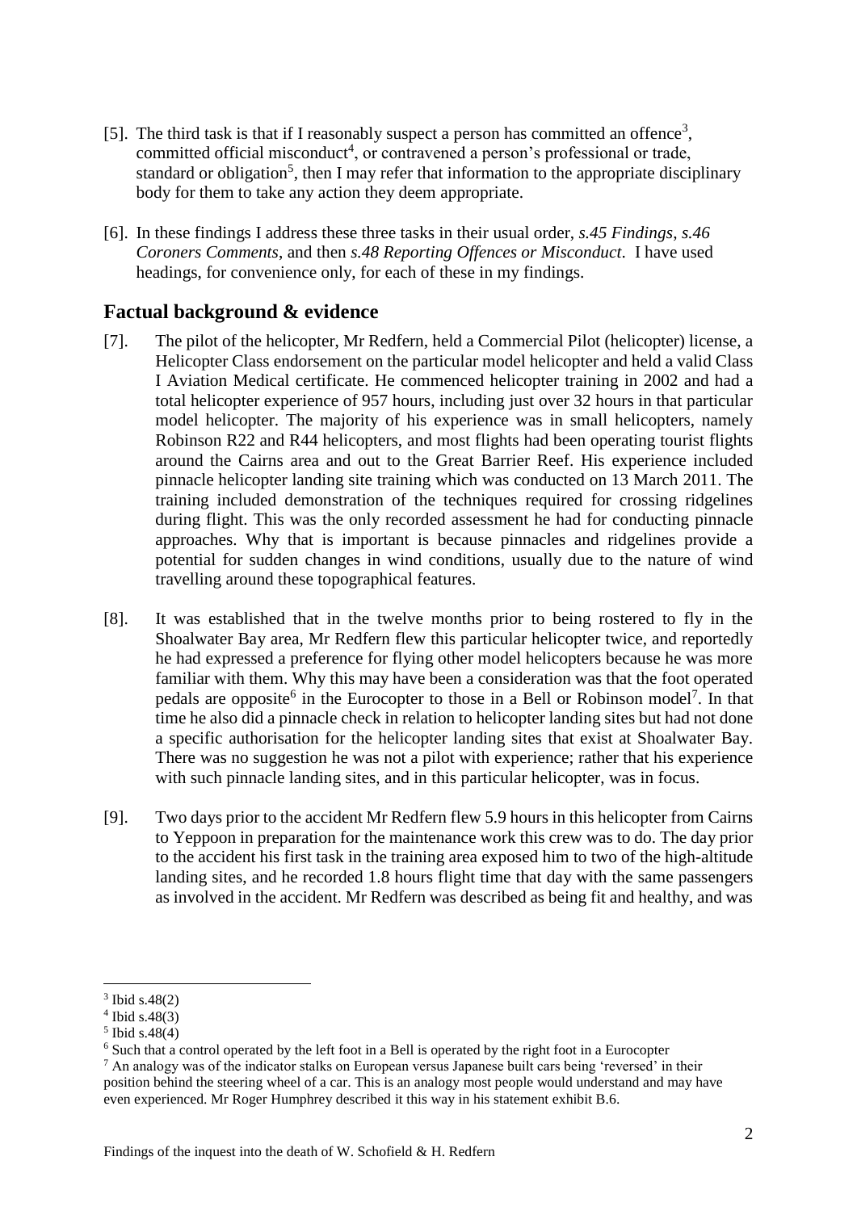[5]. The third task is that if I reasonably suspect a person has committed an offence[3], committed official misconduct[4], or contravened a person's professional or trade, standard or obligation[5], then I may refer that information to the appropriate disciplinary body for them to take any action they deem appropriate.

[6]. In these findings I address these three tasks in their usual order, *s.45 Findings*, *s.46 Coroners Comments*, and then *s.48 Reporting Offences or Misconduct*. I have used headings, for convenience only, for each of these in my findings.

## Factual background & evidence

[7]. The pilot of the helicopter, Mr Redfern, held a Commercial Pilot (helicopter) license, a Helicopter Class endorsement on the particular model helicopter and held a valid Class I Aviation Medical certificate. He commenced helicopter training in 2002 and had a total helicopter experience of 957 hours, including just over 32 hours in that particular model helicopter. The majority of his experience was in small helicopters, namely Robinson R22 and R44 helicopters, and most flights had been operating tourist flights around the Cairns area and out to the Great Barrier Reef. His experience included pinnacle helicopter landing site training which was conducted on 13 March 2011. The training included demonstration of the techniques required for crossing ridgelines during flight. This was the only recorded assessment he had for conducting pinnacle approaches. Why that is important is because pinnacles and ridgelines provide a potential for sudden changes in wind conditions, usually due to the nature of wind travelling around these topographical features.

[8]. It was established that in the twelve months prior to being rostered to fly in the Shoalwater Bay area, Mr Redfern flew this particular helicopter twice, and reportedly he had expressed a preference for flying other model helicopters because he was more familiar with them. Why this may have been a consideration was that the foot operated pedals are opposite[6] in the Eurocopter to those in a Bell or Robinson model[7]. In that time he also did a pinnacle check in relation to helicopter landing sites but had not done a specific authorisation for the helicopter landing sites that exist at Shoalwater Bay. There was no suggestion he was not a pilot with experience; rather that his experience with such pinnacle landing sites, and in this particular helicopter, was in focus.

[9]. Two days prior to the accident Mr Redfern flew 5.9 hours in this helicopter from Cairns to Yeppoon in preparation for the maintenance work this crew was to do. The day prior to the accident his first task in the training area exposed him to two of the high-altitude landing sites, and he recorded 1.8 hours flight time that day with the same passengers as involved in the accident. Mr Redfern was described as being fit and healthy, and was

---

[3] Ibid s.48(2)

[4] Ibid s.48(3)

[5] Ibid s.48(4)

[6] Such that a control operated by the left foot in a Bell is operated by the right foot in a Eurocopter

[7] An analogy was of the indicator stalks on European versus Japanese built cars being 'reversed' in their position behind the steering wheel of a car. This is an analogy most people would understand and may have even experienced. Mr Roger Humphrey described it this way in his statement exhibit B.6.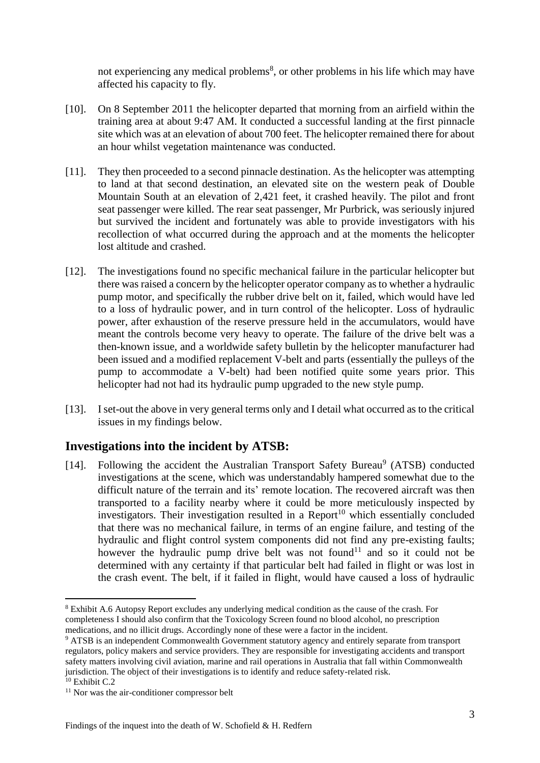not experiencing any medical problems[8], or other problems in his life which may have affected his capacity to fly.

[10]. On 8 September 2011 the helicopter departed that morning from an airfield within the training area at about 9:47 AM. It conducted a successful landing at the first pinnacle site which was at an elevation of about 700 feet. The helicopter remained there for about an hour whilst vegetation maintenance was conducted.

[11]. They then proceeded to a second pinnacle destination. As the helicopter was attempting to land at that second destination, an elevated site on the western peak of Double Mountain South at an elevation of 2,421 feet, it crashed heavily. The pilot and front seat passenger were killed. The rear seat passenger, Mr Purbrick, was seriously injured but survived the incident and fortunately was able to provide investigators with his recollection of what occurred during the approach and at the moments the helicopter lost altitude and crashed.

[12]. The investigations found no specific mechanical failure in the particular helicopter but there was raised a concern by the helicopter operator company as to whether a hydraulic pump motor, and specifically the rubber drive belt on it, failed, which would have led to a loss of hydraulic power, and in turn control of the helicopter. Loss of hydraulic power, after exhaustion of the reserve pressure held in the accumulators, would have meant the controls become very heavy to operate. The failure of the drive belt was a then-known issue, and a worldwide safety bulletin by the helicopter manufacturer had been issued and a modified replacement V-belt and parts (essentially the pulleys of the pump to accommodate a V-belt) had been notified quite some years prior. This helicopter had not had its hydraulic pump upgraded to the new style pump.

[13]. I set-out the above in very general terms only and I detail what occurred as to the critical issues in my findings below.

## Investigations into the incident by ATSB:

[14]. Following the accident the Australian Transport Safety Bureau[9] (ATSB) conducted investigations at the scene, which was understandably hampered somewhat due to the difficult nature of the terrain and its' remote location. The recovered aircraft was then transported to a facility nearby where it could be more meticulously inspected by investigators. Their investigation resulted in a Report[10] which essentially concluded that there was no mechanical failure, in terms of an engine failure, and testing of the hydraulic and flight control system components did not find any pre-existing faults; however the hydraulic pump drive belt was not found[11] and so it could not be determined with any certainty if that particular belt had failed in flight or was lost in the crash event. The belt, if it failed in flight, would have caused a loss of hydraulic

---

[8] Exhibit A.6 Autopsy Report excludes any underlying medical condition as the cause of the crash. For completeness I should also confirm that the Toxicology Screen found no blood alcohol, no prescription medications, and no illicit drugs. Accordingly none of these were a factor in the incident.

[9] ATSB is an independent Commonwealth Government statutory agency and entirely separate from transport regulators, policy makers and service providers. They are responsible for investigating accidents and transport safety matters involving civil aviation, marine and rail operations in Australia that fall within Commonwealth jurisdiction. The object of their investigations is to identify and reduce safety-related risk.

[10] Exhibit C.2

[11] Nor was the air-conditioner compressor belt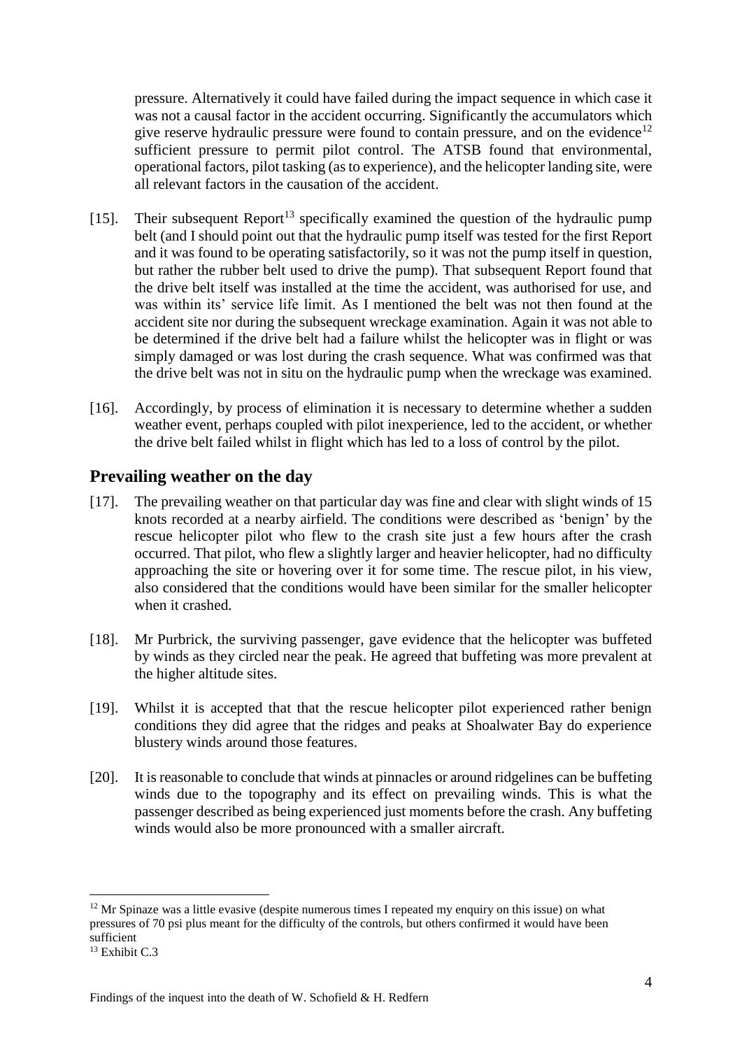pressure. Alternatively it could have failed during the impact sequence in which case it was not a causal factor in the accident occurring. Significantly the accumulators which give reserve hydraulic pressure were found to contain pressure, and on the evidence[12] sufficient pressure to permit pilot control. The ATSB found that environmental, operational factors, pilot tasking (as to experience), and the helicopter landing site, were all relevant factors in the causation of the accident.

[15]. Their subsequent Report[13] specifically examined the question of the hydraulic pump belt (and I should point out that the hydraulic pump itself was tested for the first Report and it was found to be operating satisfactorily, so it was not the pump itself in question, but rather the rubber belt used to drive the pump). That subsequent Report found that the drive belt itself was installed at the time the accident, was authorised for use, and was within its' service life limit. As I mentioned the belt was not then found at the accident site nor during the subsequent wreckage examination. Again it was not able to be determined if the drive belt had a failure whilst the helicopter was in flight or was simply damaged or was lost during the crash sequence. What was confirmed was that the drive belt was not in situ on the hydraulic pump when the wreckage was examined.

[16]. Accordingly, by process of elimination it is necessary to determine whether a sudden weather event, perhaps coupled with pilot inexperience, led to the accident, or whether the drive belt failed whilst in flight which has led to a loss of control by the pilot.

## Prevailing weather on the day

[17]. The prevailing weather on that particular day was fine and clear with slight winds of 15 knots recorded at a nearby airfield. The conditions were described as 'benign' by the rescue helicopter pilot who flew to the crash site just a few hours after the crash occurred. That pilot, who flew a slightly larger and heavier helicopter, had no difficulty approaching the site or hovering over it for some time. The rescue pilot, in his view, also considered that the conditions would have been similar for the smaller helicopter when it crashed.

[18]. Mr Purbrick, the surviving passenger, gave evidence that the helicopter was buffeted by winds as they circled near the peak. He agreed that buffeting was more prevalent at the higher altitude sites.

[19]. Whilst it is accepted that that the rescue helicopter pilot experienced rather benign conditions they did agree that the ridges and peaks at Shoalwater Bay do experience blustery winds around those features.

[20]. It is reasonable to conclude that winds at pinnacles or around ridgelines can be buffeting winds due to the topography and its effect on prevailing winds. This is what the passenger described as being experienced just moments before the crash. Any buffeting winds would also be more pronounced with a smaller aircraft.

---

[12] Mr Spinaze was a little evasive (despite numerous times I repeated my enquiry on this issue) on what pressures of 70 psi plus meant for the difficulty of the controls, but others confirmed it would have been sufficient

[13] Exhibit C.3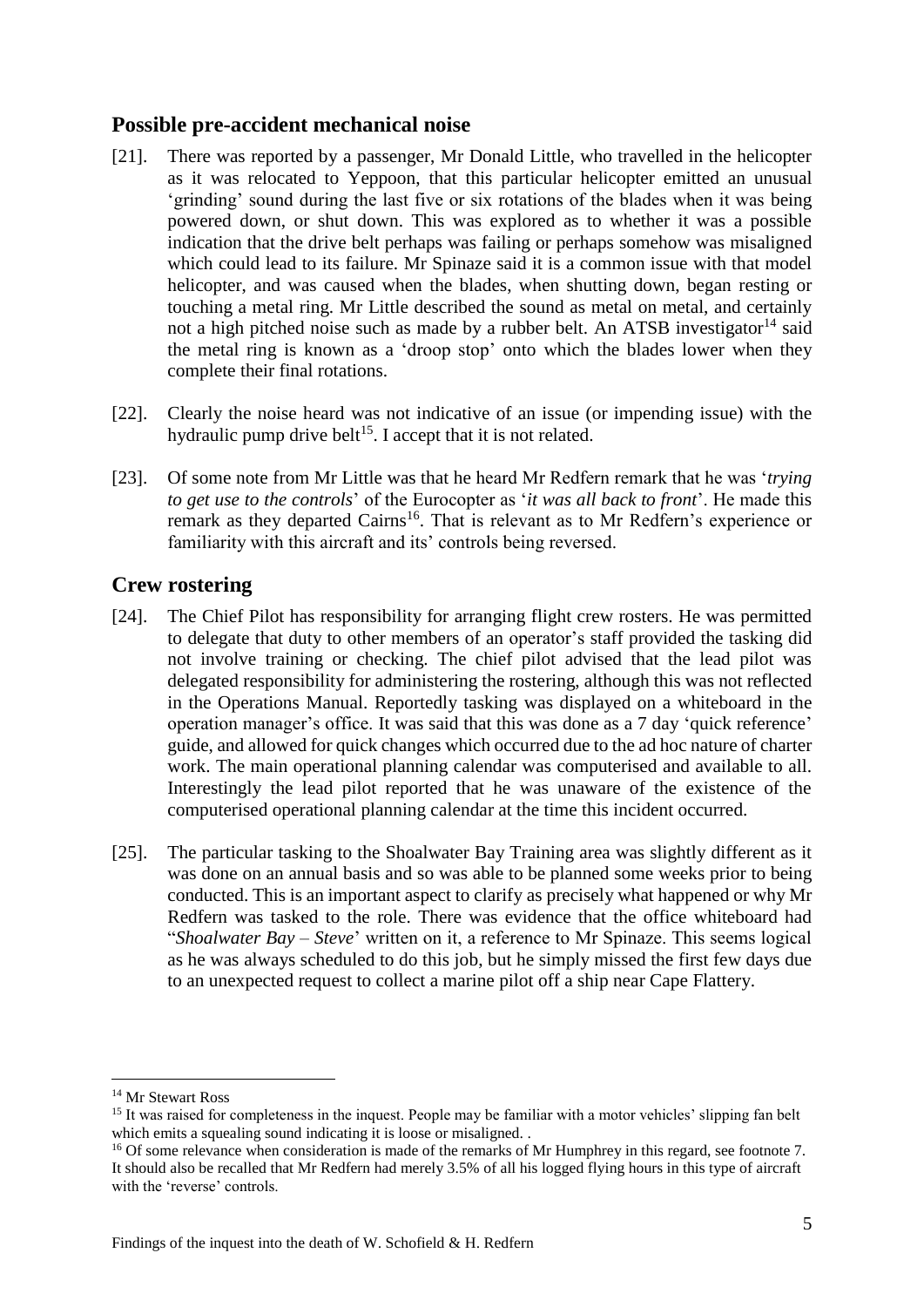## Possible pre-accident mechanical noise

[21]. There was reported by a passenger, Mr Donald Little, who travelled in the helicopter as it was relocated to Yeppoon, that this particular helicopter emitted an unusual 'grinding' sound during the last five or six rotations of the blades when it was being powered down, or shut down. This was explored as to whether it was a possible indication that the drive belt perhaps was failing or perhaps somehow was misaligned which could lead to its failure. Mr Spinaze said it is a common issue with that model helicopter, and was caused when the blades, when shutting down, began resting or touching a metal ring. Mr Little described the sound as metal on metal, and certainly not a high pitched noise such as made by a rubber belt. An ATSB investigator[14] said the metal ring is known as a 'droop stop' onto which the blades lower when they complete their final rotations.

[22]. Clearly the noise heard was not indicative of an issue (or impending issue) with the hydraulic pump drive belt[15]. I accept that it is not related.

[23]. Of some note from Mr Little was that he heard Mr Redfern remark that he was '*trying to get use to the controls*' of the Eurocopter as '*it was all back to front*'. He made this remark as they departed Cairns[16]. That is relevant as to Mr Redfern's experience or familiarity with this aircraft and its' controls being reversed.

## Crew rostering

[24]. The Chief Pilot has responsibility for arranging flight crew rosters. He was permitted to delegate that duty to other members of an operator's staff provided the tasking did not involve training or checking. The chief pilot advised that the lead pilot was delegated responsibility for administering the rostering, although this was not reflected in the Operations Manual. Reportedly tasking was displayed on a whiteboard in the operation manager's office. It was said that this was done as a 7 day 'quick reference' guide, and allowed for quick changes which occurred due to the ad hoc nature of charter work. The main operational planning calendar was computerised and available to all. Interestingly the lead pilot reported that he was unaware of the existence of the computerised operational planning calendar at the time this incident occurred.

[25]. The particular tasking to the Shoalwater Bay Training area was slightly different as it was done on an annual basis and so was able to be planned some weeks prior to being conducted. This is an important aspect to clarify as precisely what happened or why Mr Redfern was tasked to the role. There was evidence that the office whiteboard had "*Shoalwater Bay – Steve*' written on it, a reference to Mr Spinaze. This seems logical as he was always scheduled to do this job, but he simply missed the first few days due to an unexpected request to collect a marine pilot off a ship near Cape Flattery.

---

[14] Mr Stewart Ross

[15] It was raised for completeness in the inquest. People may be familiar with a motor vehicles' slipping fan belt which emits a squealing sound indicating it is loose or misaligned. .

[16] Of some relevance when consideration is made of the remarks of Mr Humphrey in this regard, see footnote 7. It should also be recalled that Mr Redfern had merely 3.5% of all his logged flying hours in this type of aircraft with the 'reverse' controls.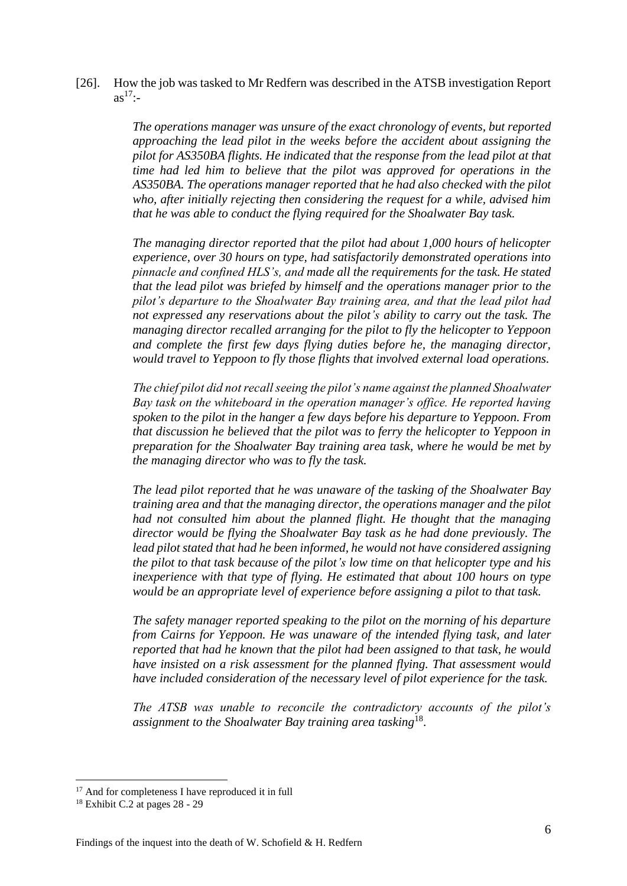[26]. How the job was tasked to Mr Redfern was described in the ATSB investigation Report as[17]:-

> *The operations manager was unsure of the exact chronology of events, but reported approaching the lead pilot in the weeks before the accident about assigning the pilot for AS350BA flights. He indicated that the response from the lead pilot at that time had led him to believe that the pilot was approved for operations in the AS350BA. The operations manager reported that he had also checked with the pilot who, after initially rejecting then considering the request for a while, advised him that he was able to conduct the flying required for the Shoalwater Bay task.*
>
> *The managing director reported that the pilot had about 1,000 hours of helicopter experience, over 30 hours on type, had satisfactorily demonstrated operations into pinnacle and confined HLS's, and made all the requirements for the task. He stated that the lead pilot was briefed by himself and the operations manager prior to the pilot's departure to the Shoalwater Bay training area, and that the lead pilot had not expressed any reservations about the pilot's ability to carry out the task. The managing director recalled arranging for the pilot to fly the helicopter to Yeppoon and complete the first few days flying duties before he, the managing director, would travel to Yeppoon to fly those flights that involved external load operations.*
>
> *The chief pilot did not recall seeing the pilot's name against the planned Shoalwater Bay task on the whiteboard in the operation manager's office. He reported having spoken to the pilot in the hanger a few days before his departure to Yeppoon. From that discussion he believed that the pilot was to ferry the helicopter to Yeppoon in preparation for the Shoalwater Bay training area task, where he would be met by the managing director who was to fly the task.*
>
> *The lead pilot reported that he was unaware of the tasking of the Shoalwater Bay training area and that the managing director, the operations manager and the pilot had not consulted him about the planned flight. He thought that the managing director would be flying the Shoalwater Bay task as he had done previously. The lead pilot stated that had he been informed, he would not have considered assigning the pilot to that task because of the pilot's low time on that helicopter type and his inexperience with that type of flying. He estimated that about 100 hours on type would be an appropriate level of experience before assigning a pilot to that task.*
>
> *The safety manager reported speaking to the pilot on the morning of his departure from Cairns for Yeppoon. He was unaware of the intended flying task, and later reported that had he known that the pilot had been assigned to that task, he would have insisted on a risk assessment for the planned flying. That assessment would have included consideration of the necessary level of pilot experience for the task.*
>
> *The ATSB was unable to reconcile the contradictory accounts of the pilot's assignment to the Shoalwater Bay training area tasking*[18].

---

[17] And for completeness I have reproduced it in full

[18] Exhibit C.2 at pages 28 - 29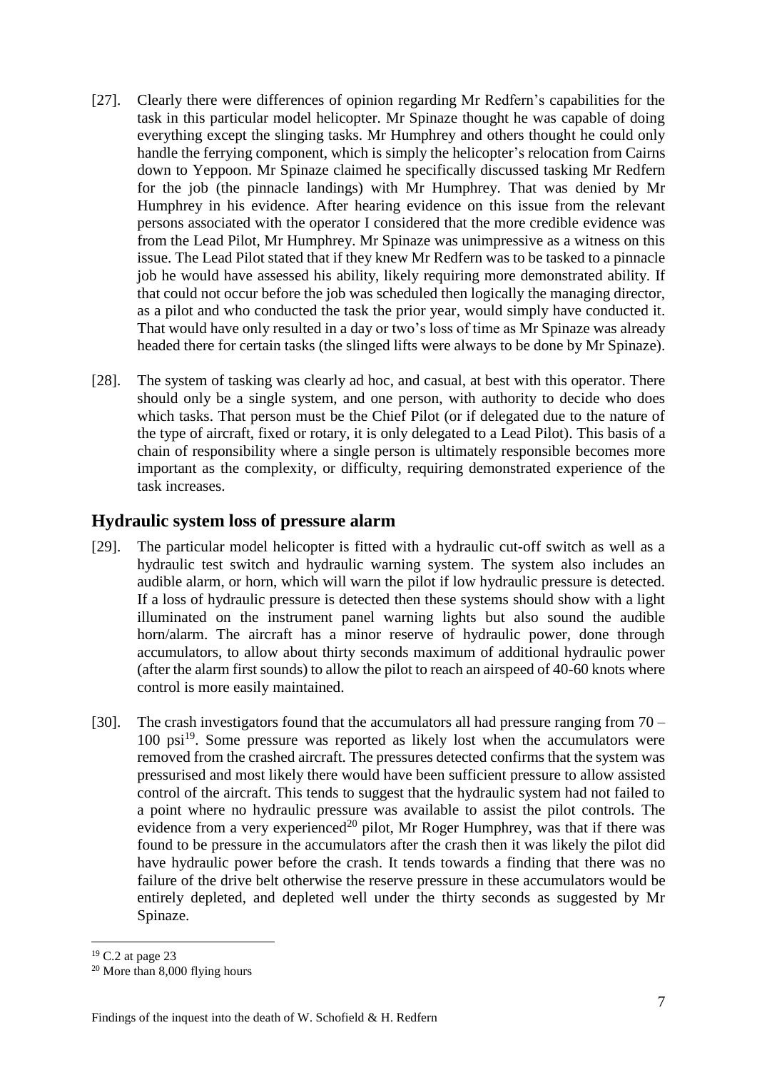[27]. Clearly there were differences of opinion regarding Mr Redfern's capabilities for the task in this particular model helicopter. Mr Spinaze thought he was capable of doing everything except the slinging tasks. Mr Humphrey and others thought he could only handle the ferrying component, which is simply the helicopter's relocation from Cairns down to Yeppoon. Mr Spinaze claimed he specifically discussed tasking Mr Redfern for the job (the pinnacle landings) with Mr Humphrey. That was denied by Mr Humphrey in his evidence. After hearing evidence on this issue from the relevant persons associated with the operator I considered that the more credible evidence was from the Lead Pilot, Mr Humphrey. Mr Spinaze was unimpressive as a witness on this issue. The Lead Pilot stated that if they knew Mr Redfern was to be tasked to a pinnacle job he would have assessed his ability, likely requiring more demonstrated ability. If that could not occur before the job was scheduled then logically the managing director, as a pilot and who conducted the task the prior year, would simply have conducted it. That would have only resulted in a day or two's loss of time as Mr Spinaze was already headed there for certain tasks (the slinged lifts were always to be done by Mr Spinaze).

[28]. The system of tasking was clearly ad hoc, and casual, at best with this operator. There should only be a single system, and one person, with authority to decide who does which tasks. That person must be the Chief Pilot (or if delegated due to the nature of the type of aircraft, fixed or rotary, it is only delegated to a Lead Pilot). This basis of a chain of responsibility where a single person is ultimately responsible becomes more important as the complexity, or difficulty, requiring demonstrated experience of the task increases.

## Hydraulic system loss of pressure alarm

[29]. The particular model helicopter is fitted with a hydraulic cut-off switch as well as a hydraulic test switch and hydraulic warning system. The system also includes an audible alarm, or horn, which will warn the pilot if low hydraulic pressure is detected. If a loss of hydraulic pressure is detected then these systems should show with a light illuminated on the instrument panel warning lights but also sound the audible horn/alarm. The aircraft has a minor reserve of hydraulic power, done through accumulators, to allow about thirty seconds maximum of additional hydraulic power (after the alarm first sounds) to allow the pilot to reach an airspeed of 40-60 knots where control is more easily maintained.

[30]. The crash investigators found that the accumulators all had pressure ranging from 70 – 100 psi[19]. Some pressure was reported as likely lost when the accumulators were removed from the crashed aircraft. The pressures detected confirms that the system was pressurised and most likely there would have been sufficient pressure to allow assisted control of the aircraft. This tends to suggest that the hydraulic system had not failed to a point where no hydraulic pressure was available to assist the pilot controls. The evidence from a very experienced[20] pilot, Mr Roger Humphrey, was that if there was found to be pressure in the accumulators after the crash then it was likely the pilot did have hydraulic power before the crash. It tends towards a finding that there was no failure of the drive belt otherwise the reserve pressure in these accumulators would be entirely depleted, and depleted well under the thirty seconds as suggested by Mr Spinaze.

[19] C.2 at page 23

[20] More than 8,000 flying hours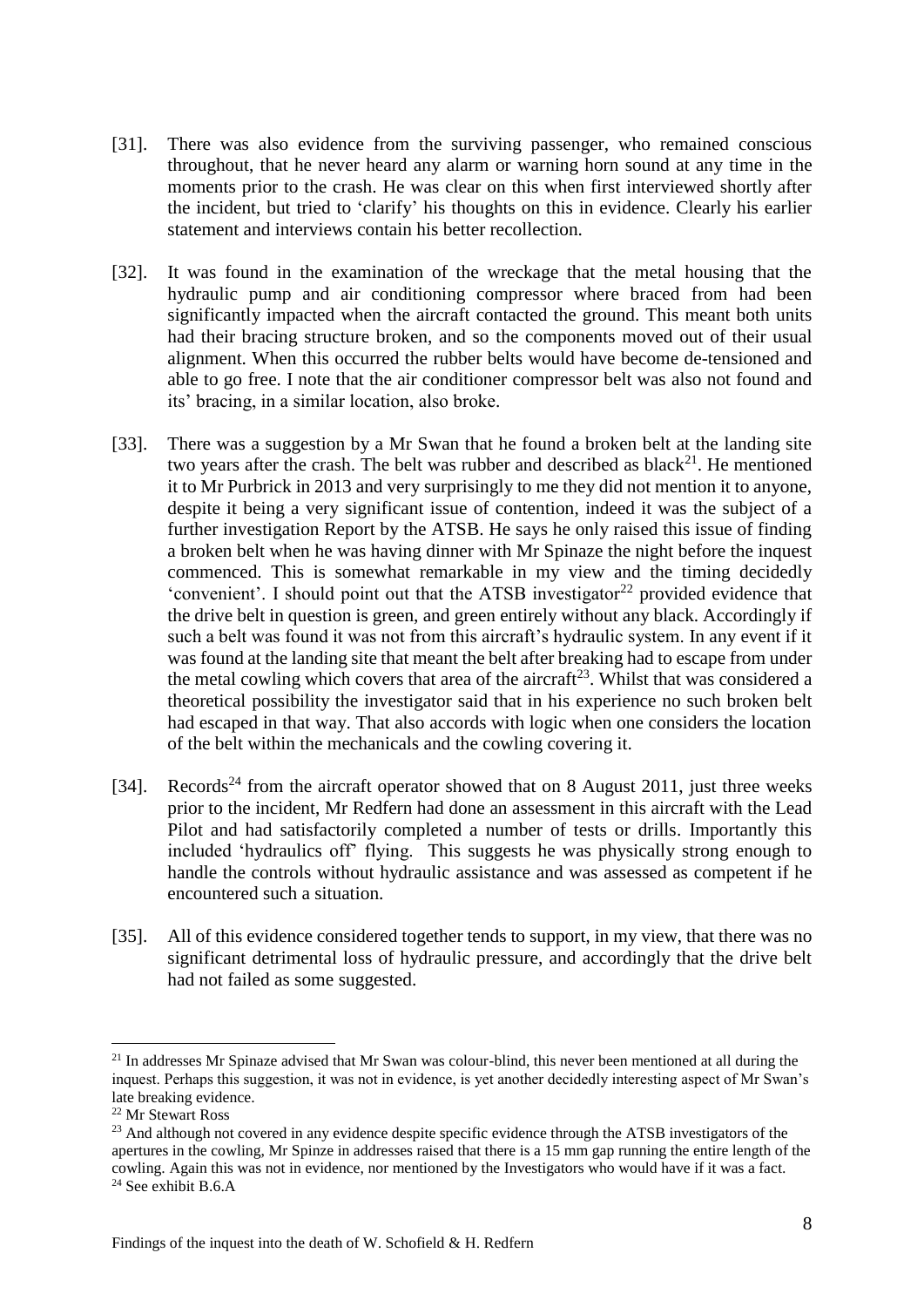[31]. There was also evidence from the surviving passenger, who remained conscious throughout, that he never heard any alarm or warning horn sound at any time in the moments prior to the crash. He was clear on this when first interviewed shortly after the incident, but tried to 'clarify' his thoughts on this in evidence. Clearly his earlier statement and interviews contain his better recollection.

[32]. It was found in the examination of the wreckage that the metal housing that the hydraulic pump and air conditioning compressor where braced from had been significantly impacted when the aircraft contacted the ground. This meant both units had their bracing structure broken, and so the components moved out of their usual alignment. When this occurred the rubber belts would have become de-tensioned and able to go free. I note that the air conditioner compressor belt was also not found and its' bracing, in a similar location, also broke.

[33]. There was a suggestion by a Mr Swan that he found a broken belt at the landing site two years after the crash. The belt was rubber and described as black[21]. He mentioned it to Mr Purbrick in 2013 and very surprisingly to me they did not mention it to anyone, despite it being a very significant issue of contention, indeed it was the subject of a further investigation Report by the ATSB. He says he only raised this issue of finding a broken belt when he was having dinner with Mr Spinaze the night before the inquest commenced. This is somewhat remarkable in my view and the timing decidedly 'convenient'. I should point out that the ATSB investigator[22] provided evidence that the drive belt in question is green, and green entirely without any black. Accordingly if such a belt was found it was not from this aircraft's hydraulic system. In any event if it was found at the landing site that meant the belt after breaking had to escape from under the metal cowling which covers that area of the aircraft[23]. Whilst that was considered a theoretical possibility the investigator said that in his experience no such broken belt had escaped in that way. That also accords with logic when one considers the location of the belt within the mechanicals and the cowling covering it.

[34]. Records[24] from the aircraft operator showed that on 8 August 2011, just three weeks prior to the incident, Mr Redfern had done an assessment in this aircraft with the Lead Pilot and had satisfactorily completed a number of tests or drills. Importantly this included 'hydraulics off' flying. This suggests he was physically strong enough to handle the controls without hydraulic assistance and was assessed as competent if he encountered such a situation.

[35]. All of this evidence considered together tends to support, in my view, that there was no significant detrimental loss of hydraulic pressure, and accordingly that the drive belt had not failed as some suggested.

---

[21] In addresses Mr Spinaze advised that Mr Swan was colour-blind, this never been mentioned at all during the inquest. Perhaps this suggestion, it was not in evidence, is yet another decidedly interesting aspect of Mr Swan's late breaking evidence.

[22] Mr Stewart Ross

[23] And although not covered in any evidence despite specific evidence through the ATSB investigators of the apertures in the cowling, Mr Spinze in addresses raised that there is a 15 mm gap running the entire length of the cowling. Again this was not in evidence, nor mentioned by the Investigators who would have if it was a fact.

[24] See exhibit B.6.A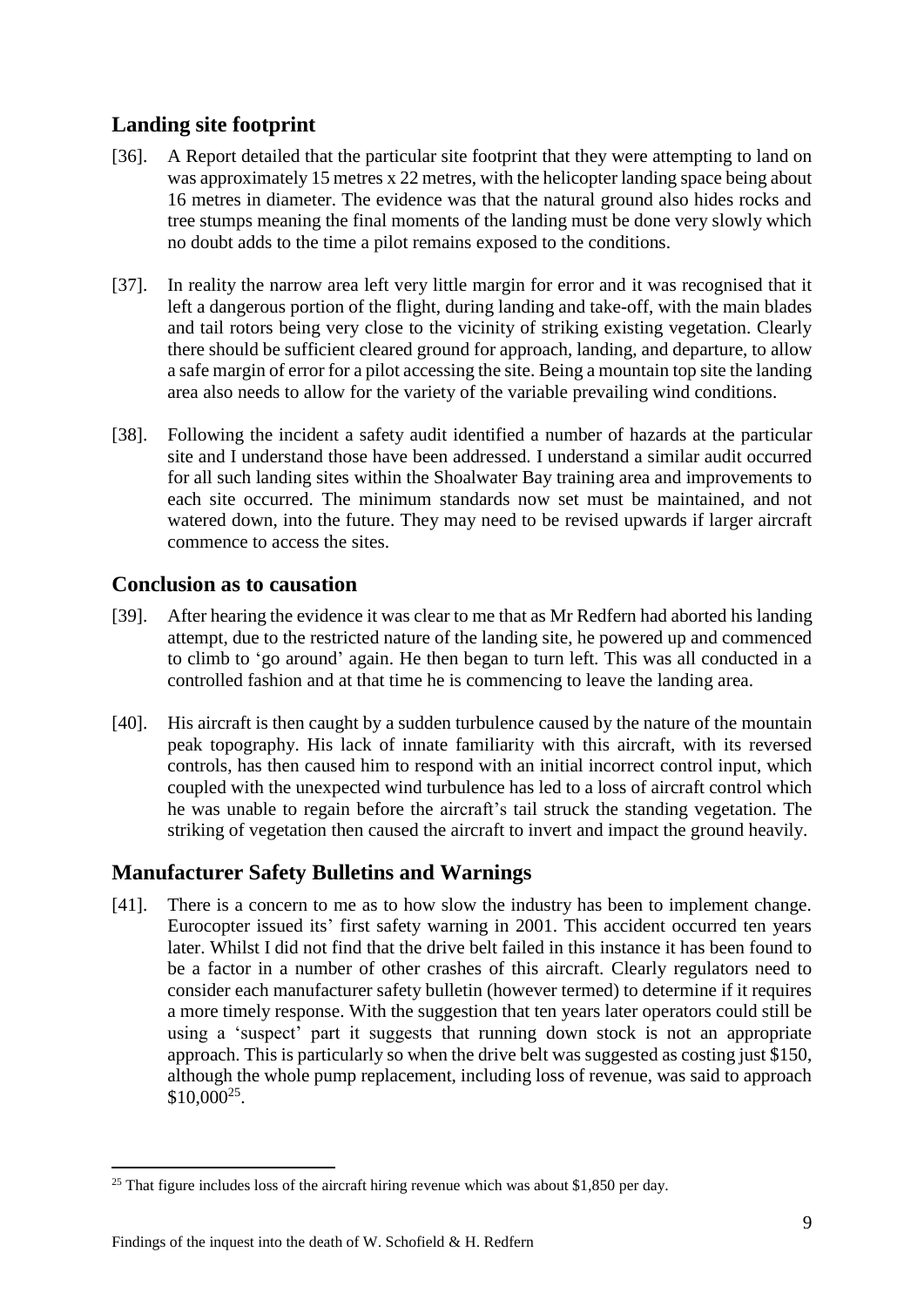## Landing site footprint

[36]. A Report detailed that the particular site footprint that they were attempting to land on was approximately 15 metres x 22 metres, with the helicopter landing space being about 16 metres in diameter. The evidence was that the natural ground also hides rocks and tree stumps meaning the final moments of the landing must be done very slowly which no doubt adds to the time a pilot remains exposed to the conditions.

[37]. In reality the narrow area left very little margin for error and it was recognised that it left a dangerous portion of the flight, during landing and take-off, with the main blades and tail rotors being very close to the vicinity of striking existing vegetation. Clearly there should be sufficient cleared ground for approach, landing, and departure, to allow a safe margin of error for a pilot accessing the site. Being a mountain top site the landing area also needs to allow for the variety of the variable prevailing wind conditions.

[38]. Following the incident a safety audit identified a number of hazards at the particular site and I understand those have been addressed. I understand a similar audit occurred for all such landing sites within the Shoalwater Bay training area and improvements to each site occurred. The minimum standards now set must be maintained, and not watered down, into the future. They may need to be revised upwards if larger aircraft commence to access the sites.

## Conclusion as to causation

[39]. After hearing the evidence it was clear to me that as Mr Redfern had aborted his landing attempt, due to the restricted nature of the landing site, he powered up and commenced to climb to 'go around' again. He then began to turn left. This was all conducted in a controlled fashion and at that time he is commencing to leave the landing area.

[40]. His aircraft is then caught by a sudden turbulence caused by the nature of the mountain peak topography. His lack of innate familiarity with this aircraft, with its reversed controls, has then caused him to respond with an initial incorrect control input, which coupled with the unexpected wind turbulence has led to a loss of aircraft control which he was unable to regain before the aircraft's tail struck the standing vegetation. The striking of vegetation then caused the aircraft to invert and impact the ground heavily.

## Manufacturer Safety Bulletins and Warnings

[41]. There is a concern to me as to how slow the industry has been to implement change. Eurocopter issued its' first safety warning in 2001. This accident occurred ten years later. Whilst I did not find that the drive belt failed in this instance it has been found to be a factor in a number of other crashes of this aircraft. Clearly regulators need to consider each manufacturer safety bulletin (however termed) to determine if it requires a more timely response. With the suggestion that ten years later operators could still be using a 'suspect' part it suggests that running down stock is not an appropriate approach. This is particularly so when the drive belt was suggested as costing just $150, although the whole pump replacement, including loss of revenue, was said to approach $10,000[25].

[25] That figure includes loss of the aircraft hiring revenue which was about $1,850 per day.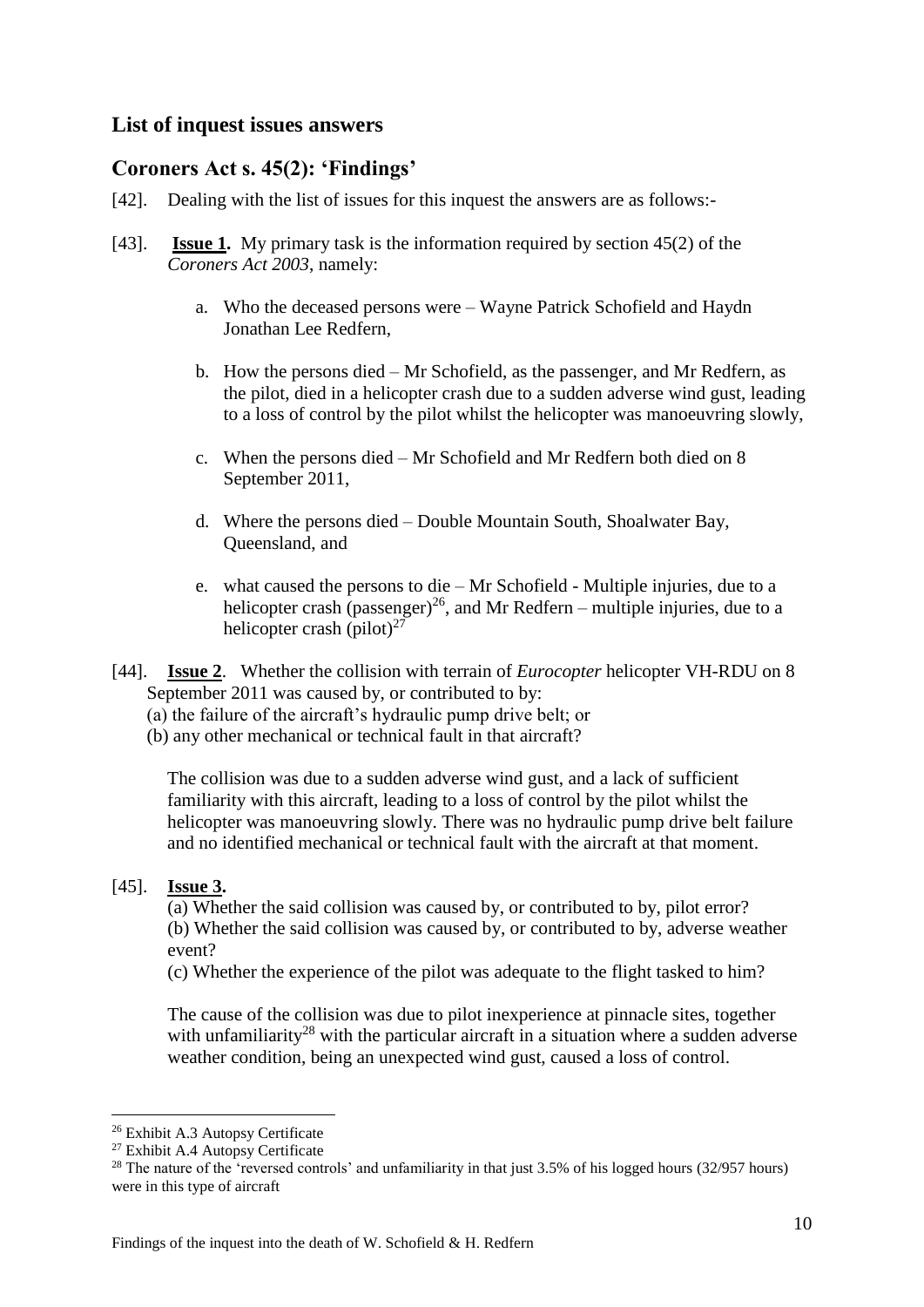## List of inquest issues answers

## Coroners Act s. 45(2): 'Findings'

[42]. Dealing with the list of issues for this inquest the answers are as follows:-

[43]. **Issue 1.** My primary task is the information required by section 45(2) of the *Coroners Act 2003*, namely:

a. Who the deceased persons were – Wayne Patrick Schofield and Haydn Jonathan Lee Redfern,

b. How the persons died – Mr Schofield, as the passenger, and Mr Redfern, as the pilot, died in a helicopter crash due to a sudden adverse wind gust, leading to a loss of control by the pilot whilst the helicopter was manoeuvring slowly,

c. When the persons died – Mr Schofield and Mr Redfern both died on 8 September 2011,

d. Where the persons died – Double Mountain South, Shoalwater Bay, Queensland, and

e. what caused the persons to die – Mr Schofield - Multiple injuries, due to a helicopter crash (passenger)[26], and Mr Redfern – multiple injuries, due to a helicopter crash (pilot)[27]

[44]. **Issue 2**. Whether the collision with terrain of *Eurocopter* helicopter VH-RDU on 8 September 2011 was caused by, or contributed to by:
(a) the failure of the aircraft's hydraulic pump drive belt; or
(b) any other mechanical or technical fault in that aircraft?

The collision was due to a sudden adverse wind gust, and a lack of sufficient familiarity with this aircraft, leading to a loss of control by the pilot whilst the helicopter was manoeuvring slowly. There was no hydraulic pump drive belt failure and no identified mechanical or technical fault with the aircraft at that moment.

[45]. **Issue 3.**

(a) Whether the said collision was caused by, or contributed to by, pilot error?
(b) Whether the said collision was caused by, or contributed to by, adverse weather event?
(c) Whether the experience of the pilot was adequate to the flight tasked to him?

The cause of the collision was due to pilot inexperience at pinnacle sites, together with unfamiliarity[28] with the particular aircraft in a situation where a sudden adverse weather condition, being an unexpected wind gust, caused a loss of control.

---

[26] Exhibit A.3 Autopsy Certificate

[27] Exhibit A.4 Autopsy Certificate

[28] The nature of the 'reversed controls' and unfamiliarity in that just 3.5% of his logged hours (32/957 hours) were in this type of aircraft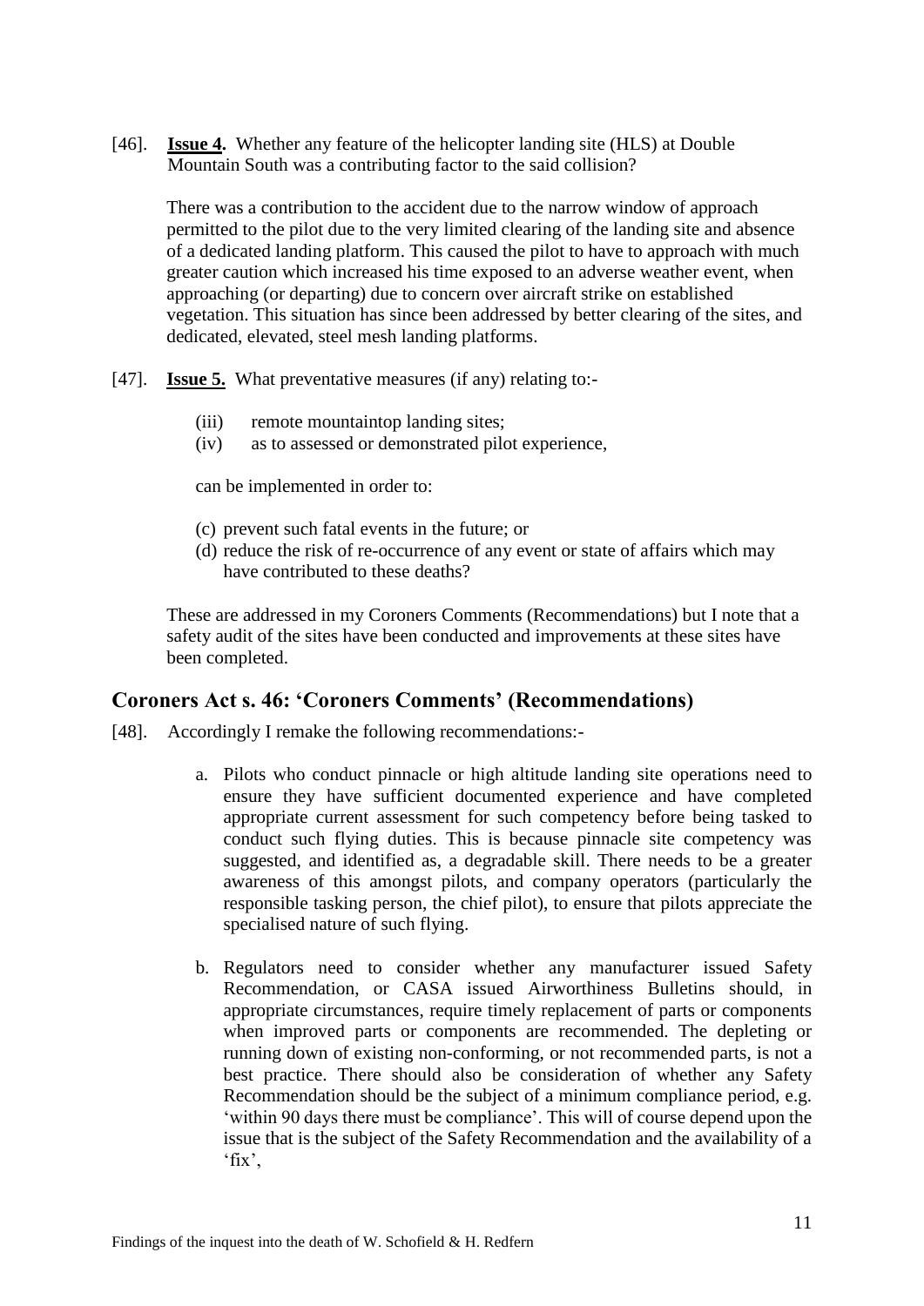[46]. **Issue 4.** Whether any feature of the helicopter landing site (HLS) at Double Mountain South was a contributing factor to the said collision?

There was a contribution to the accident due to the narrow window of approach permitted to the pilot due to the very limited clearing of the landing site and absence of a dedicated landing platform. This caused the pilot to have to approach with much greater caution which increased his time exposed to an adverse weather event, when approaching (or departing) due to concern over aircraft strike on established vegetation. This situation has since been addressed by better clearing of the sites, and dedicated, elevated, steel mesh landing platforms.

[47]. **Issue 5.** What preventative measures (if any) relating to:-

(iii) remote mountaintop landing sites;
(iv) as to assessed or demonstrated pilot experience,

can be implemented in order to:

(c) prevent such fatal events in the future; or
(d) reduce the risk of re-occurrence of any event or state of affairs which may have contributed to these deaths?

These are addressed in my Coroners Comments (Recommendations) but I note that a safety audit of the sites have been conducted and improvements at these sites have been completed.

## Coroners Act s. 46: 'Coroners Comments' (Recommendations)

[48]. Accordingly I remake the following recommendations:-

a. Pilots who conduct pinnacle or high altitude landing site operations need to ensure they have sufficient documented experience and have completed appropriate current assessment for such competency before being tasked to conduct such flying duties. This is because pinnacle site competency was suggested, and identified as, a degradable skill. There needs to be a greater awareness of this amongst pilots, and company operators (particularly the responsible tasking person, the chief pilot), to ensure that pilots appreciate the specialised nature of such flying.

b. Regulators need to consider whether any manufacturer issued Safety Recommendation, or CASA issued Airworthiness Bulletins should, in appropriate circumstances, require timely replacement of parts or components when improved parts or components are recommended. The depleting or running down of existing non-conforming, or not recommended parts, is not a best practice. There should also be consideration of whether any Safety Recommendation should be the subject of a minimum compliance period, e.g. 'within 90 days there must be compliance'. This will of course depend upon the issue that is the subject of the Safety Recommendation and the availability of a 'fix',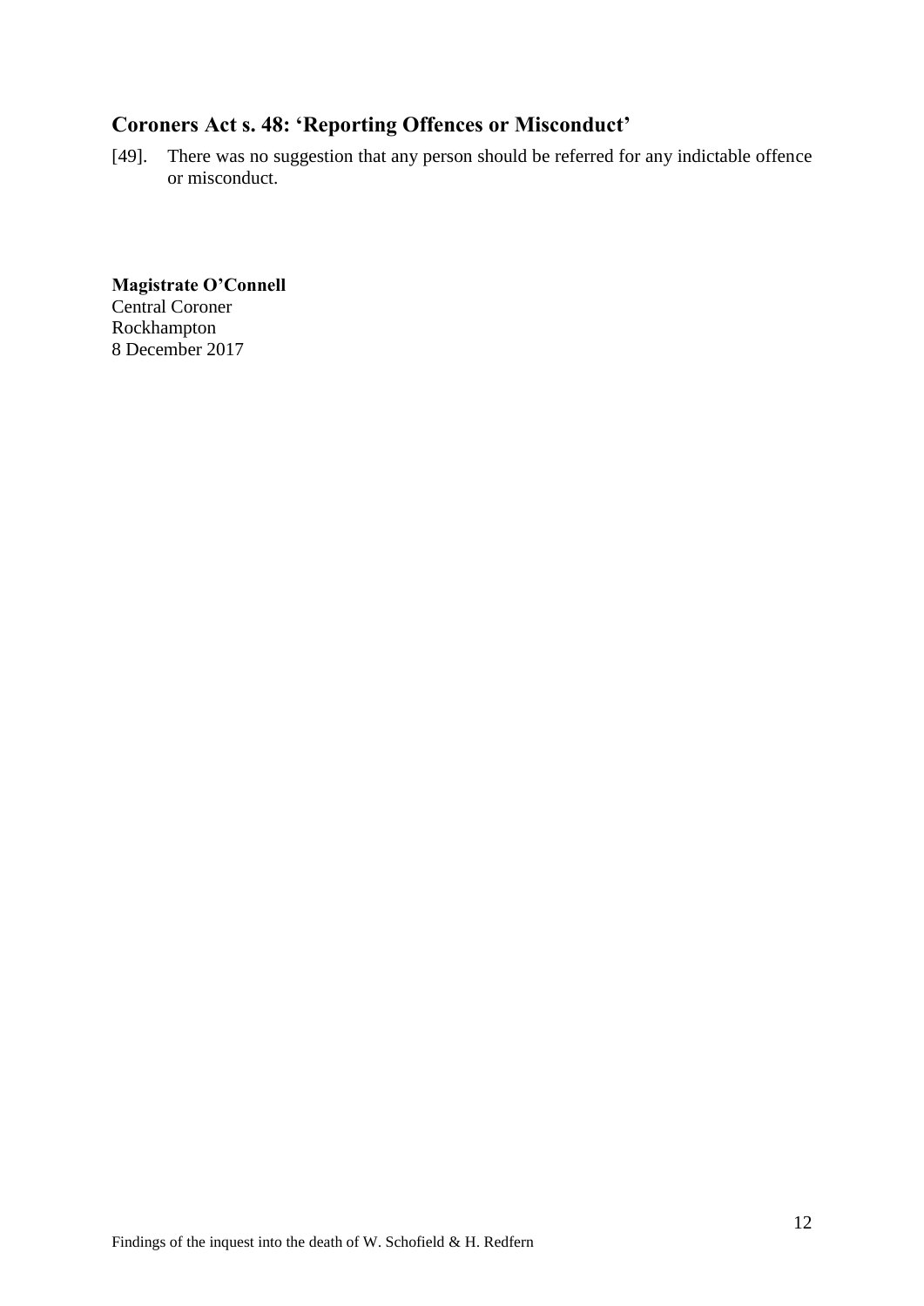## Coroners Act s. 48: 'Reporting Offences or Misconduct'

[49]. There was no suggestion that any person should be referred for any indictable offence or misconduct.

**Magistrate O'Connell**
Central Coroner
Rockhampton
8 December 2017